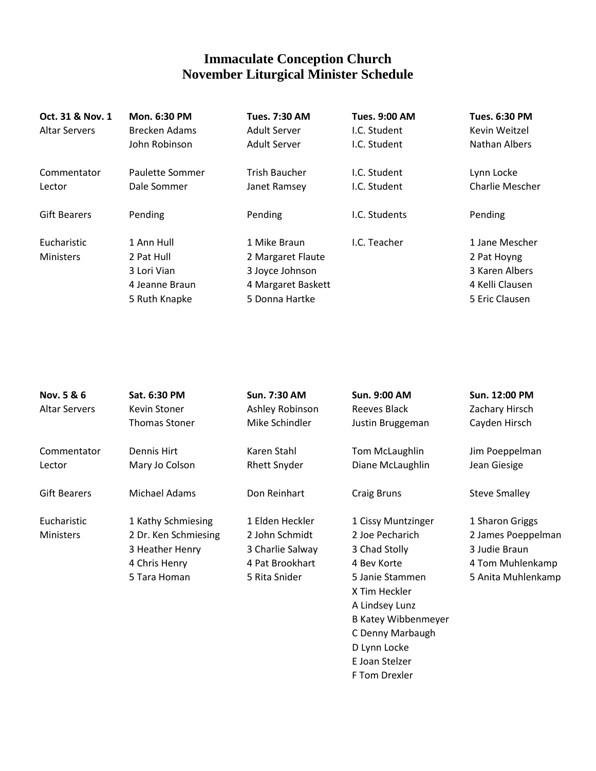# Immaculate Conception Church
# November Liturgical Minister Schedule

| Oct. 31 & Nov. 1 | Mon. 6:30 PM | Tues. 7:30 AM | Tues. 9:00 AM | Tues. 6:30 PM |
|---|---|---|---|---|
| Altar Servers | Brecken Adams | Adult Server | I.C. Student | Kevin Weitzel |
| | John Robinson | Adult Server | I.C. Student | Nathan Albers |
| Commentator | Paulette Sommer | Trish Baucher | I.C. Student | Lynn Locke |
| Lector | Dale Sommer | Janet Ramsey | I.C. Student | Charlie Mescher |
| Gift Bearers | Pending | Pending | I.C. Students | Pending |
| Eucharistic Ministers | 1 Ann Hull | 1 Mike Braun | I.C. Teacher | 1 Jane Mescher |
| | 2 Pat Hull | 2 Margaret Flaute | | 2 Pat Hoyng |
| | 3 Lori Vian | 3 Joyce Johnson | | 3 Karen Albers |
| | 4 Jeanne Braun | 4 Margaret Baskett | | 4 Kelli Clausen |
| | 5 Ruth Knapke | 5 Donna Hartke | | 5 Eric Clausen |

| Nov. 5 & 6 | Sat. 6:30 PM | Sun. 7:30 AM | Sun. 9:00 AM | Sun. 12:00 PM |
|---|---|---|---|---|
| Altar Servers | Kevin Stoner | Ashley Robinson | Reeves Black | Zachary Hirsch |
| | Thomas Stoner | Mike Schindler | Justin Bruggeman | Cayden Hirsch |
| Commentator | Dennis Hirt | Karen Stahl | Tom McLaughlin | Jim Poeppelman |
| Lector | Mary Jo Colson | Rhett Snyder | Diane McLaughlin | Jean Giesige |
| Gift Bearers | Michael Adams | Don Reinhart | Craig Bruns | Steve Smalley |
| Eucharistic Ministers | 1 Kathy Schmiesing | 1 Elden Heckler | 1 Cissy Muntzinger | 1 Sharon Griggs |
| | 2 Dr. Ken Schmiesing | 2 John Schmidt | 2 Joe Pecharich | 2 James Poeppelman |
| | 3 Heather Henry | 3 Charlie Salway | 3 Chad Stolly | 3 Judie Braun |
| | 4 Chris Henry | 4 Pat Brookhart | 4 Bev Korte | 4 Tom Muhlenkamp |
| | 5 Tara Homan | 5 Rita Snider | 5 Janie Stammen | 5 Anita Muhlenkamp |
| | | | X Tim Heckler | |
| | | | A Lindsey Lunz | |
| | | | B Katey Wibbenmeyer | |
| | | | C Denny Marbaugh | |
| | | | D Lynn Locke | |
| | | | E Joan Stelzer | |
| | | | F Tom Drexler | |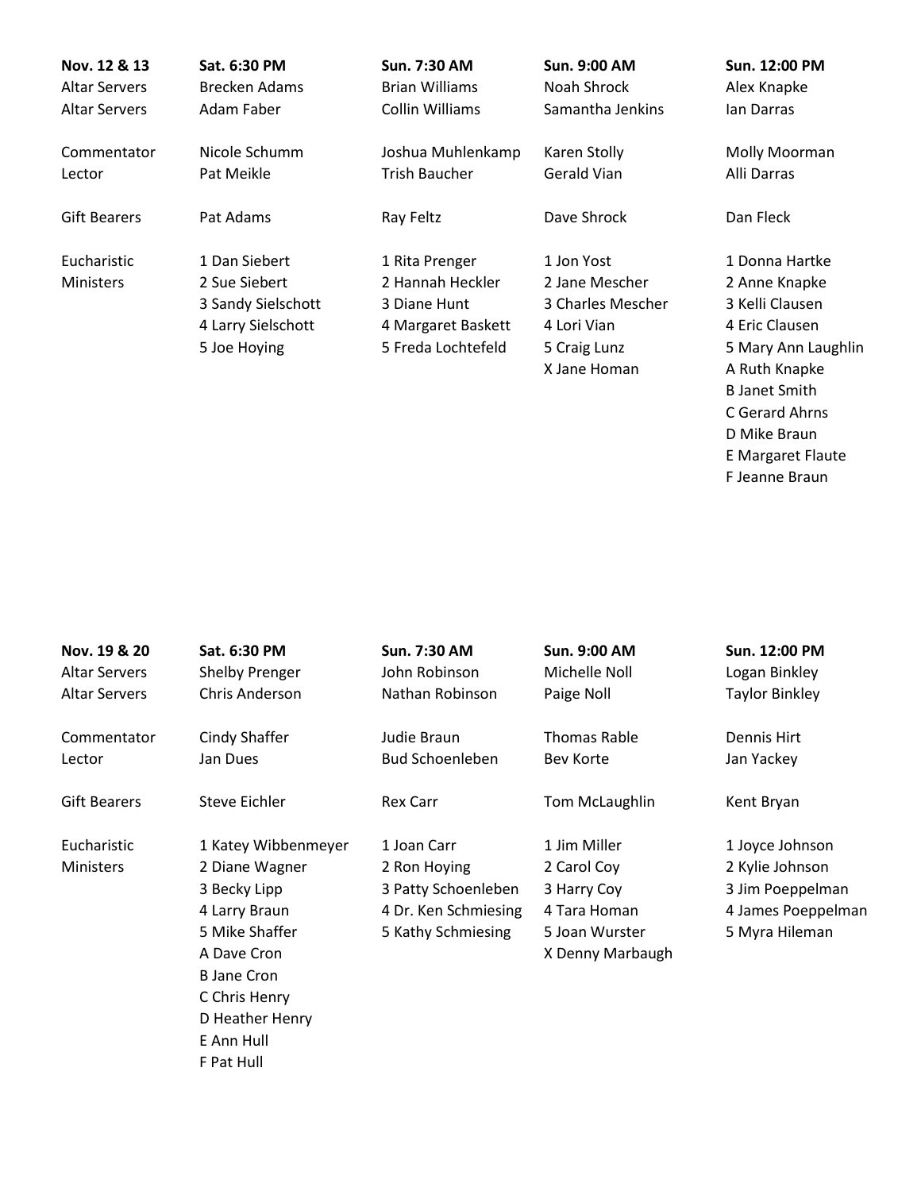| Nov. 12 & 13 | Sat. 6:30 PM | Sun. 7:30 AM | Sun. 9:00 AM | Sun. 12:00 PM |
|---|---|---|---|---|
| Altar Servers | Brecken Adams | Brian Williams | Noah Shrock | Alex Knapke |
| Altar Servers | Adam Faber | Collin Williams | Samantha Jenkins | Ian Darras |
| Commentator | Nicole Schumm | Joshua Muhlenkamp | Karen Stolly | Molly Moorman |
| Lector | Pat Meikle | Trish Baucher | Gerald Vian | Alli Darras |
| Gift Bearers | Pat Adams | Ray Feltz | Dave Shrock | Dan Fleck |
| Eucharistic Ministers | 1 Dan Siebert | 1 Rita Prenger | 1 Jon Yost | 1 Donna Hartke |
| | 2 Sue Siebert | 2 Hannah Heckler | 2 Jane Mescher | 2 Anne Knapke |
| | 3 Sandy Sielschott | 3 Diane Hunt | 3 Charles Mescher | 3 Kelli Clausen |
| | 4 Larry Sielschott | 4 Margaret Baskett | 4 Lori Vian | 4 Eric Clausen |
| | 5 Joe Hoying | 5 Freda Lochtefeld | 5 Craig Lunz | 5 Mary Ann Laughlin |
| | | | X Jane Homan | A Ruth Knapke |
| | | | | B Janet Smith |
| | | | | C Gerard Ahrns |
| | | | | D Mike Braun |
| | | | | E Margaret Flaute |
| | | | | F Jeanne Braun |

| Nov. 19 & 20 | Sat. 6:30 PM | Sun. 7:30 AM | Sun. 9:00 AM | Sun. 12:00 PM |
|---|---|---|---|---|
| Altar Servers | Shelby Prenger | John Robinson | Michelle Noll | Logan Binkley |
| Altar Servers | Chris Anderson | Nathan Robinson | Paige Noll | Taylor Binkley |
| Commentator | Cindy Shaffer | Judie Braun | Thomas Rable | Dennis Hirt |
| Lector | Jan Dues | Bud Schoenleben | Bev Korte | Jan Yackey |
| Gift Bearers | Steve Eichler | Rex Carr | Tom McLaughlin | Kent Bryan |
| Eucharistic Ministers | 1 Katey Wibbenmeyer | 1 Joan Carr | 1 Jim Miller | 1 Joyce Johnson |
| | 2 Diane Wagner | 2 Ron Hoying | 2 Carol Coy | 2 Kylie Johnson |
| | 3 Becky Lipp | 3 Patty Schoenleben | 3 Harry Coy | 3 Jim Poeppelman |
| | 4 Larry Braun | 4 Dr. Ken Schmiesing | 4 Tara Homan | 4 James Poeppelman |
| | 5 Mike Shaffer | 5 Kathy Schmiesing | 5 Joan Wurster | 5 Myra Hileman |
| | A Dave Cron | | X Denny Marbaugh | |
| | B Jane Cron | | | |
| | C Chris Henry | | | |
| | D Heather Henry | | | |
| | E Ann Hull | | | |
| | F Pat Hull | | | |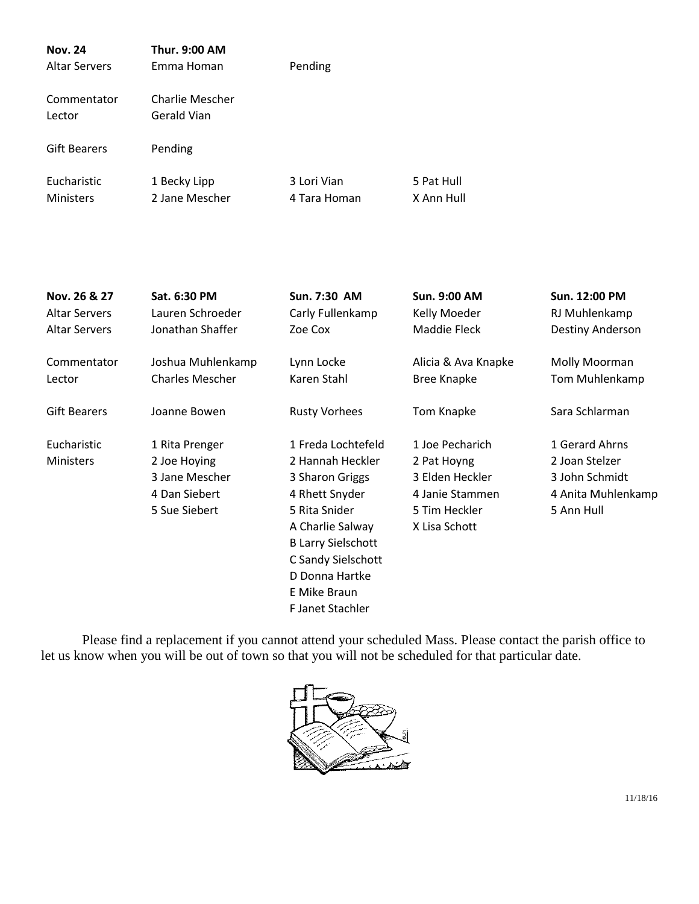| Nov. 24 | Thur. 9:00 AM | | |
|---|---|---|---|
| Altar Servers | Emma Homan | Pending | |
| Commentator | Charlie Mescher | | |
| Lector | Gerald Vian | | |
| Gift Bearers | Pending | | |
| Eucharistic Ministers | 1 Becky Lipp<br>2 Jane Mescher | 3 Lori Vian<br>4 Tara Homan | 5 Pat Hull<br>X Ann Hull |

| Nov. 26 & 27 | Sat. 6:30 PM | Sun. 7:30 AM | Sun. 9:00 AM | Sun. 12:00 PM |
|---|---|---|---|---|
| Altar Servers | Lauren Schroeder | Carly Fullenkamp | Kelly Moeder | RJ Muhlenkamp |
| Altar Servers | Jonathan Shaffer | Zoe Cox | Maddie Fleck | Destiny Anderson |
| Commentator | Joshua Muhlenkamp | Lynn Locke | Alicia & Ava Knapke | Molly Moorman |
| Lector | Charles Mescher | Karen Stahl | Bree Knapke | Tom Muhlenkamp |
| Gift Bearers | Joanne Bowen | Rusty Vorhees | Tom Knapke | Sara Schlarman |
| Eucharistic Ministers | 1 Rita Prenger<br>2 Joe Hoying<br>3 Jane Mescher<br>4 Dan Siebert<br>5 Sue Siebert | 1 Freda Lochtefeld<br>2 Hannah Heckler<br>3 Sharon Griggs<br>4 Rhett Snyder<br>5 Rita Snider<br>A Charlie Salway<br>B Larry Sielschott<br>C Sandy Sielschott<br>D Donna Hartke<br>E Mike Braun<br>F Janet Stachler | 1 Joe Pecharich<br>2 Pat Hoyng<br>3 Elden Heckler<br>4 Janie Stammen<br>5 Tim Heckler<br>X Lisa Schott | 1 Gerard Ahrns<br>2 Joan Stelzer<br>3 John Schmidt<br>4 Anita Muhlenkamp<br>5 Ann Hull |

Please find a replacement if you cannot attend your scheduled Mass. Please contact the parish office to let us know when you will be out of town so that you will not be scheduled for that particular date.

11/18/16